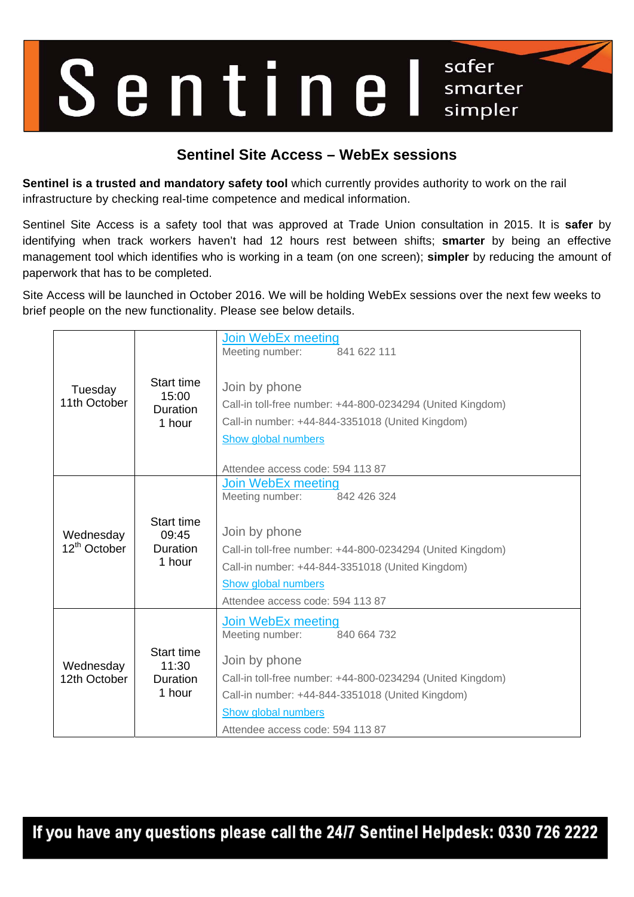# Sentinel

safer
smarter
simpler

## Sentinel Site Access – WebEx sessions

**Sentinel is a trusted and mandatory safety tool** which currently provides authority to work on the rail infrastructure by checking real-time competence and medical information.

Sentinel Site Access is a safety tool that was approved at Trade Union consultation in 2015. It is **safer** by identifying when track workers haven't had 12 hours rest between shifts; **smarter** by being an effective management tool which identifies who is working in a team (on one screen); **simpler** by reducing the amount of paperwork that has to be completed.

Site Access will be launched in October 2016. We will be holding WebEx sessions over the next few weeks to brief people on the new functionality. Please see below details.

| Date | Time | Details |
|---|---|---|
| Tuesday 11th October | Start time 15:00 Duration 1 hour | Join WebEx meeting<br>Meeting number: 841 622 111<br><br>Join by phone<br>Call-in toll-free number: +44-800-0234294 (United Kingdom)<br>Call-in number: +44-844-3351018 (United Kingdom)<br>Show global numbers<br><br>Attendee access code: 594 113 87 |
| Wednesday 12th October | Start time 09:45 Duration 1 hour | Join WebEx meeting<br>Meeting number: 842 426 324<br><br>Join by phone<br>Call-in toll-free number: +44-800-0234294 (United Kingdom)<br>Call-in number: +44-844-3351018 (United Kingdom)<br>Show global numbers<br>Attendee access code: 594 113 87 |
| Wednesday 12th October | Start time 11:30 Duration 1 hour | Join WebEx meeting<br>Meeting number: 840 664 732<br><br>Join by phone<br>Call-in toll-free number: +44-800-0234294 (United Kingdom)<br>Call-in number: +44-844-3351018 (United Kingdom)<br>Show global numbers<br>Attendee access code: 594 113 87 |

**If you have any questions please call the 24/7 Sentinel Helpdesk: 0330 726 2222**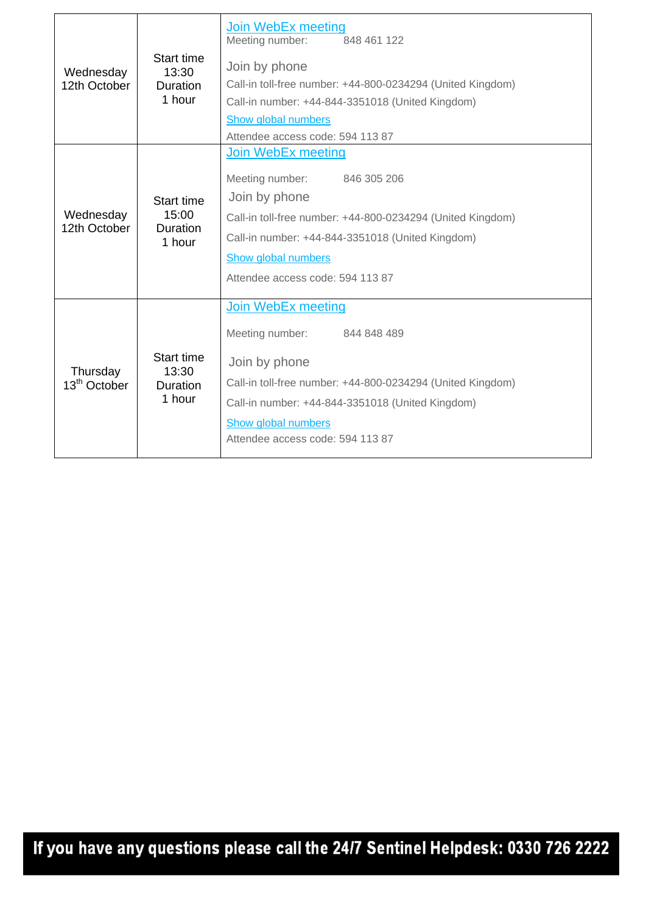| | | |
|---|---|---|
| Wednesday 12th October | Start time 13:30 Duration 1 hour | Join WebEx meeting<br>Meeting number: 848 461 122<br><br>Join by phone<br>Call-in toll-free number: +44-800-0234294 (United Kingdom)<br>Call-in number: +44-844-3351018 (United Kingdom)<br>Show global numbers<br>Attendee access code: 594 113 87 |
| Wednesday 12th October | Start time 15:00 Duration 1 hour | Join WebEx meeting<br><br>Meeting number: 846 305 206<br>Join by phone<br>Call-in toll-free number: +44-800-0234294 (United Kingdom)<br>Call-in number: +44-844-3351018 (United Kingdom)<br>Show global numbers<br>Attendee access code: 594 113 87 |
| Thursday 13th October | Start time 13:30 Duration 1 hour | Join WebEx meeting<br><br>Meeting number: 844 848 489<br><br>Join by phone<br>Call-in toll-free number: +44-800-0234294 (United Kingdom)<br>Call-in number: +44-844-3351018 (United Kingdom)<br>Show global numbers<br>Attendee access code: 594 113 87 |

**If you have any questions please call the 24/7 Sentinel Helpdesk: 0330 726 2222**